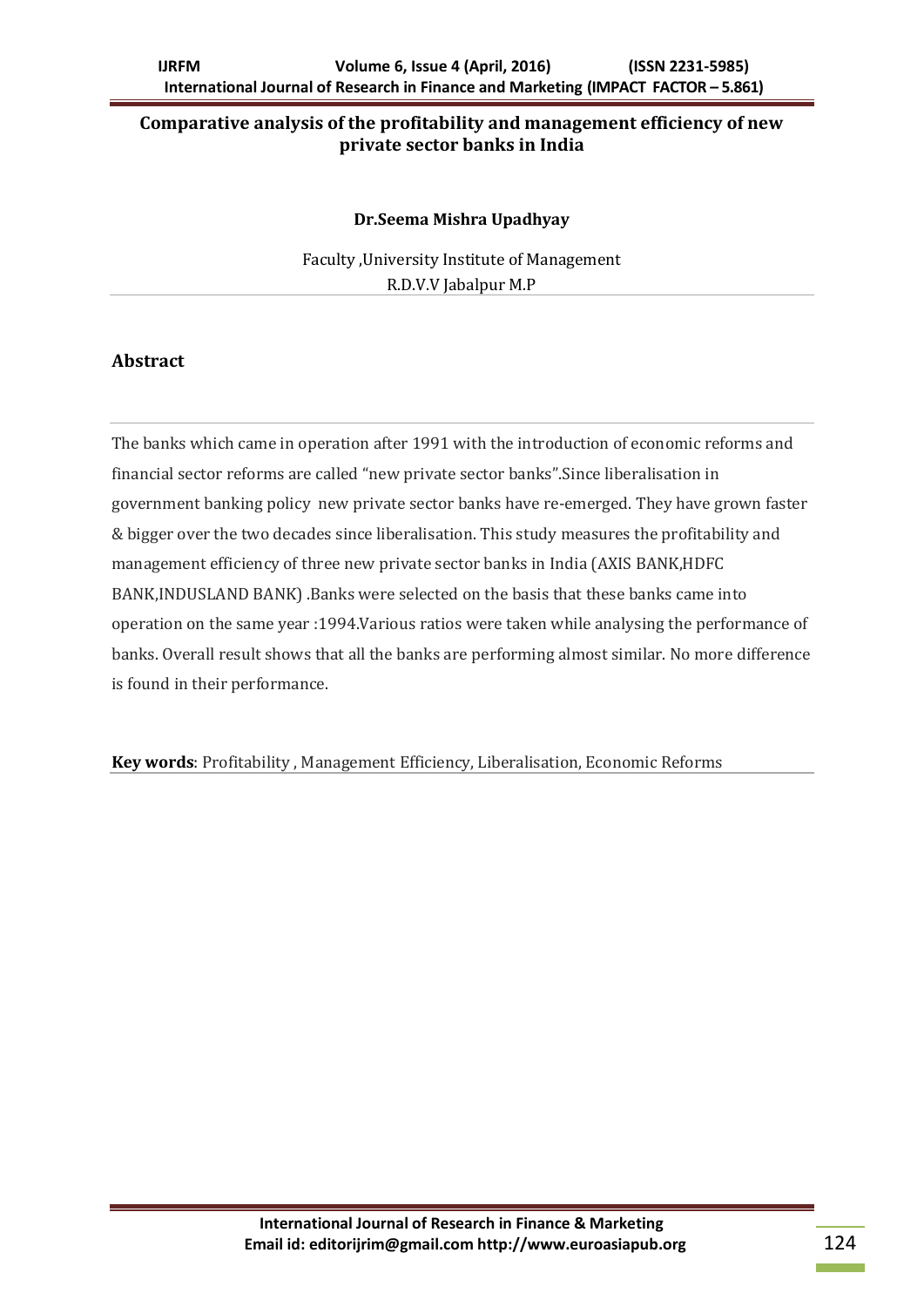# Comparative analysis of the profitability and management efficiency of new private sector banks in India

**Dr.Seema Mishra Upadhyay**

Faculty ,University Institute of Management
R.D.V.V Jabalpur M.P

## Abstract

The banks which came in operation after 1991 with the introduction of economic reforms and financial sector reforms are called "new private sector banks".Since liberalisation in government banking policy new private sector banks have re-emerged. They have grown faster & bigger over the two decades since liberalisation. This study measures the profitability and management efficiency of three new private sector banks in India (AXIS BANK,HDFC BANK,INDUSLAND BANK) .Banks were selected on the basis that these banks came into operation on the same year :1994.Various ratios were taken while analysing the performance of banks. Overall result shows that all the banks are performing almost similar. No more difference is found in their performance.

**Key words**: Profitability , Management Efficiency, Liberalisation, Economic Reforms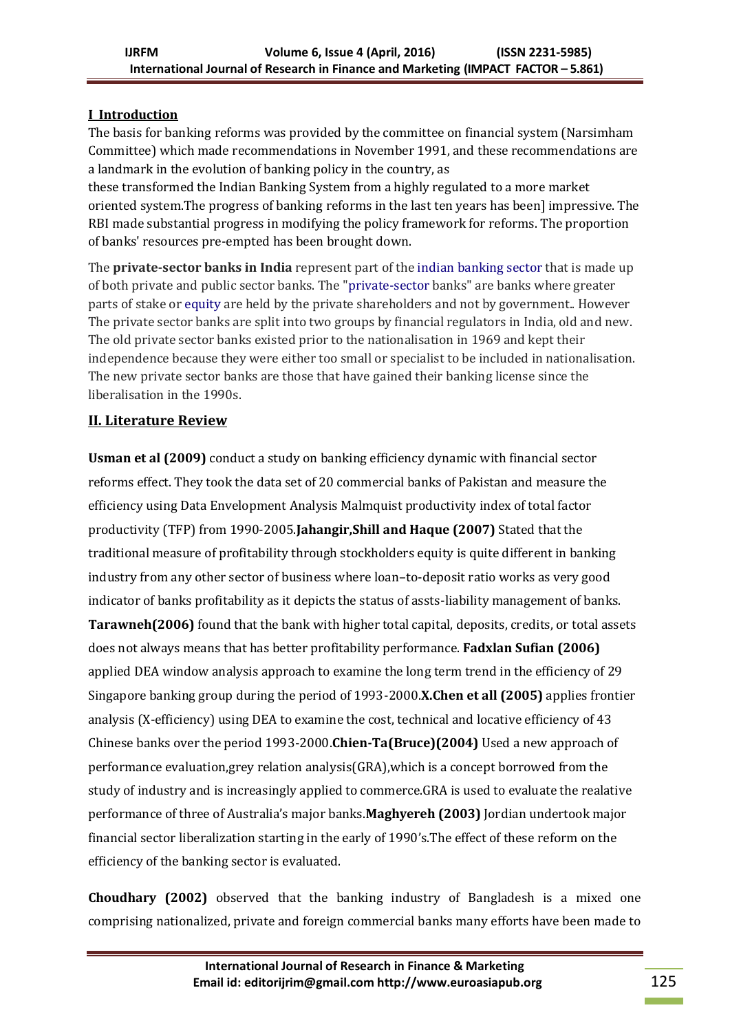## I Introduction

The basis for banking reforms was provided by the committee on financial system (Narsimham Committee) which made recommendations in November 1991, and these recommendations are a landmark in the evolution of banking policy in the country, as

these transformed the Indian Banking System from a highly regulated to a more market oriented system.The progress of banking reforms in the last ten years has been] impressive. The RBI made substantial progress in modifying the policy framework for reforms. The proportion of banks' resources pre-empted has been brought down.

The **private-sector banks in India** represent part of the indian banking sector that is made up of both private and public sector banks. The "private-sector banks" are banks where greater parts of stake or equity are held by the private shareholders and not by government.. However The private sector banks are split into two groups by financial regulators in India, old and new. The old private sector banks existed prior to the nationalisation in 1969 and kept their independence because they were either too small or specialist to be included in nationalisation. The new private sector banks are those that have gained their banking license since the liberalisation in the 1990s.

## II. Literature Review

**Usman et al (2009)** conduct a study on banking efficiency dynamic with financial sector reforms effect. They took the data set of 20 commercial banks of Pakistan and measure the efficiency using Data Envelopment Analysis Malmquist productivity index of total factor productivity (TFP) from 1990-2005.**Jahangir,Shill and Haque (2007)** Stated that the traditional measure of profitability through stockholders equity is quite different in banking industry from any other sector of business where loan–to-deposit ratio works as very good indicator of banks profitability as it depicts the status of assts-liability management of banks. **Tarawneh(2006)** found that the bank with higher total capital, deposits, credits, or total assets does not always means that has better profitability performance. **Fadxlan Sufian (2006)** applied DEA window analysis approach to examine the long term trend in the efficiency of 29 Singapore banking group during the period of 1993-2000.**X.Chen et all (2005)** applies frontier analysis (X-efficiency) using DEA to examine the cost, technical and locative efficiency of 43 Chinese banks over the period 1993-2000.**Chien-Ta(Bruce)(2004)** Used a new approach of performance evaluation,grey relation analysis(GRA),which is a concept borrowed from the study of industry and is increasingly applied to commerce.GRA is used to evaluate the realative performance of three of Australia's major banks.**Maghyereh (2003)** Jordian undertook major financial sector liberalization starting in the early of 1990's.The effect of these reform on the efficiency of the banking sector is evaluated.

**Choudhary (2002)** observed that the banking industry of Bangladesh is a mixed one comprising nationalized, private and foreign commercial banks many efforts have been made to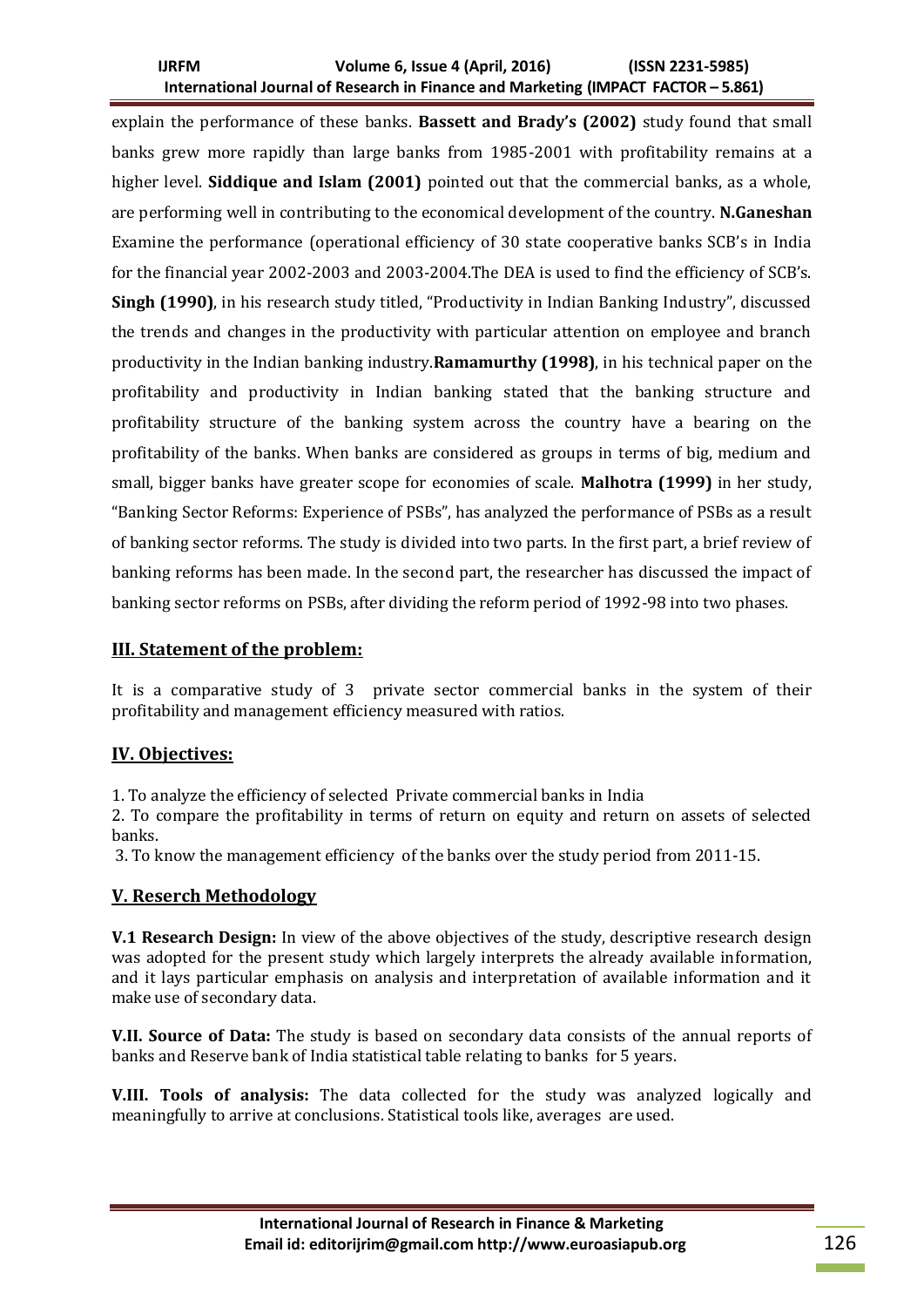explain the performance of these banks. **Bassett and Brady's (2002)** study found that small banks grew more rapidly than large banks from 1985-2001 with profitability remains at a higher level. **Siddique and Islam (2001)** pointed out that the commercial banks, as a whole, are performing well in contributing to the economical development of the country. **N.Ganeshan** Examine the performance (operational efficiency of 30 state cooperative banks SCB's in India for the financial year 2002-2003 and 2003-2004.The DEA is used to find the efficiency of SCB's. **Singh (1990)**, in his research study titled, "Productivity in Indian Banking Industry", discussed the trends and changes in the productivity with particular attention on employee and branch productivity in the Indian banking industry.**Ramamurthy (1998)**, in his technical paper on the profitability and productivity in Indian banking stated that the banking structure and profitability structure of the banking system across the country have a bearing on the profitability of the banks. When banks are considered as groups in terms of big, medium and small, bigger banks have greater scope for economies of scale. **Malhotra (1999)** in her study, "Banking Sector Reforms: Experience of PSBs", has analyzed the performance of PSBs as a result of banking sector reforms. The study is divided into two parts. In the first part, a brief review of banking reforms has been made. In the second part, the researcher has discussed the impact of banking sector reforms on PSBs, after dividing the reform period of 1992-98 into two phases.

## III. Statement of the problem:

It is a comparative study of 3 private sector commercial banks in the system of their profitability and management efficiency measured with ratios.

## IV. Objectives:

1. To analyze the efficiency of selected Private commercial banks in India
2. To compare the profitability in terms of return on equity and return on assets of selected banks.
3. To know the management efficiency of the banks over the study period from 2011-15.

## V. Reserch Methodology

**V.1 Research Design:** In view of the above objectives of the study, descriptive research design was adopted for the present study which largely interprets the already available information, and it lays particular emphasis on analysis and interpretation of available information and it make use of secondary data.

**V.II. Source of Data:** The study is based on secondary data consists of the annual reports of banks and Reserve bank of India statistical table relating to banks for 5 years.

**V.III. Tools of analysis:** The data collected for the study was analyzed logically and meaningfully to arrive at conclusions. Statistical tools like, averages are used.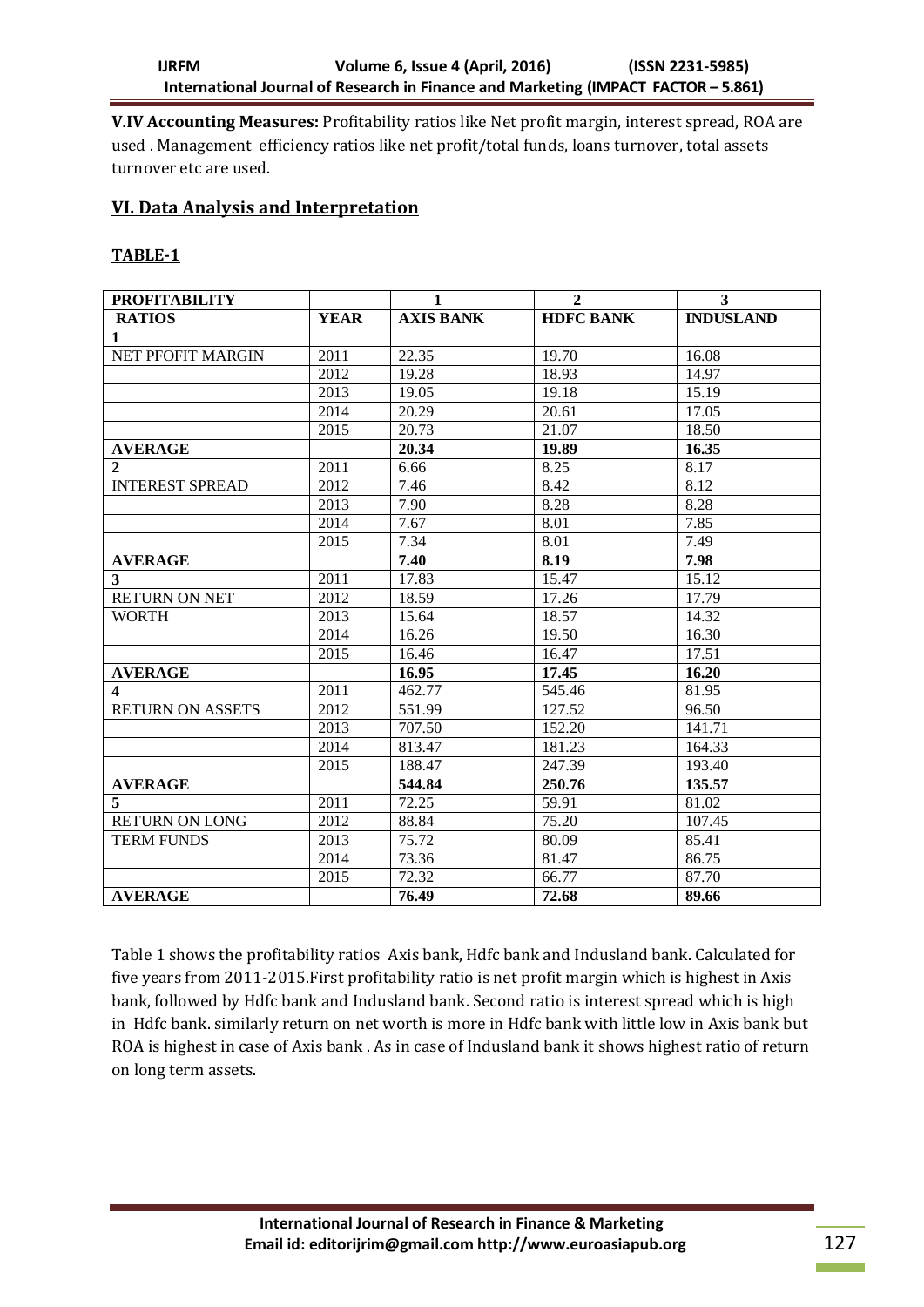**V.IV Accounting Measures:** Profitability ratios like Net profit margin, interest spread, ROA are used . Management efficiency ratios like net profit/total funds, loans turnover, total assets turnover etc are used.

## VI. Data Analysis and Interpretation

### TABLE-1

| PROFITABILITY | | 1 | 2 | 3 |
|---|---|---|---|---|
| **RATIOS** | **YEAR** | **AXIS BANK** | **HDFC BANK** | **INDUSLAND** |
| **1** | | | | |
| NET PFOFIT MARGIN | 2011 | 22.35 | 19.70 | 16.08 |
| | 2012 | 19.28 | 18.93 | 14.97 |
| | 2013 | 19.05 | 19.18 | 15.19 |
| | 2014 | 20.29 | 20.61 | 17.05 |
| | 2015 | 20.73 | 21.07 | 18.50 |
| **AVERAGE** | | **20.34** | **19.89** | **16.35** |
| **2** | 2011 | 6.66 | 8.25 | 8.17 |
| INTEREST SPREAD | 2012 | 7.46 | 8.42 | 8.12 |
| | 2013 | 7.90 | 8.28 | 8.28 |
| | 2014 | 7.67 | 8.01 | 7.85 |
| | 2015 | 7.34 | 8.01 | 7.49 |
| **AVERAGE** | | **7.40** | **8.19** | **7.98** |
| **3** | 2011 | 17.83 | 15.47 | 15.12 |
| RETURN ON NET | 2012 | 18.59 | 17.26 | 17.79 |
| WORTH | 2013 | 15.64 | 18.57 | 14.32 |
| | 2014 | 16.26 | 19.50 | 16.30 |
| | 2015 | 16.46 | 16.47 | 17.51 |
| **AVERAGE** | | **16.95** | **17.45** | **16.20** |
| **4** | 2011 | 462.77 | 545.46 | 81.95 |
| RETURN ON ASSETS | 2012 | 551.99 | 127.52 | 96.50 |
| | 2013 | 707.50 | 152.20 | 141.71 |
| | 2014 | 813.47 | 181.23 | 164.33 |
| | 2015 | 188.47 | 247.39 | 193.40 |
| **AVERAGE** | | **544.84** | **250.76** | **135.57** |
| **5** | 2011 | 72.25 | 59.91 | 81.02 |
| RETURN ON LONG | 2012 | 88.84 | 75.20 | 107.45 |
| TERM FUNDS | 2013 | 75.72 | 80.09 | 85.41 |
| | 2014 | 73.36 | 81.47 | 86.75 |
| | 2015 | 72.32 | 66.77 | 87.70 |
| **AVERAGE** | | **76.49** | **72.68** | **89.66** |

Table 1 shows the profitability ratios Axis bank, Hdfc bank and Indusland bank. Calculated for five years from 2011-2015.First profitability ratio is net profit margin which is highest in Axis bank, followed by Hdfc bank and Indusland bank. Second ratio is interest spread which is high in Hdfc bank. similarly return on net worth is more in Hdfc bank with little low in Axis bank but ROA is highest in case of Axis bank . As in case of Indusland bank it shows highest ratio of return on long term assets.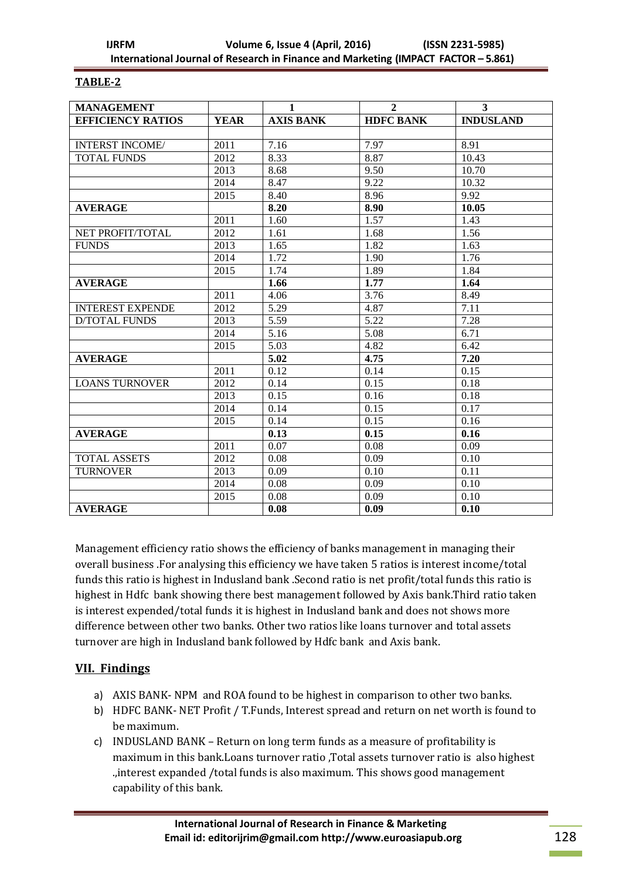**TABLE-2**

| MANAGEMENT | | 1 | 2 | 3 |
|---|---|---|---|---|
| EFFICIENCY RATIOS | YEAR | AXIS BANK | HDFC BANK | INDUSLAND |
| | | | | |
| INTERST INCOME/ | 2011 | 7.16 | 7.97 | 8.91 |
| TOTAL FUNDS | 2012 | 8.33 | 8.87 | 10.43 |
| | 2013 | 8.68 | 9.50 | 10.70 |
| | 2014 | 8.47 | 9.22 | 10.32 |
| | 2015 | 8.40 | 8.96 | 9.92 |
| **AVERAGE** | | **8.20** | **8.90** | **10.05** |
| | 2011 | 1.60 | 1.57 | 1.43 |
| NET PROFIT/TOTAL | 2012 | 1.61 | 1.68 | 1.56 |
| FUNDS | 2013 | 1.65 | 1.82 | 1.63 |
| | 2014 | 1.72 | 1.90 | 1.76 |
| | 2015 | 1.74 | 1.89 | 1.84 |
| **AVERAGE** | | **1.66** | **1.77** | **1.64** |
| | 2011 | 4.06 | 3.76 | 8.49 |
| INTEREST EXPENDE | 2012 | 5.29 | 4.87 | 7.11 |
| D/TOTAL FUNDS | 2013 | 5.59 | 5.22 | 7.28 |
| | 2014 | 5.16 | 5.08 | 6.71 |
| | 2015 | 5.03 | 4.82 | 6.42 |
| **AVERAGE** | | **5.02** | **4.75** | **7.20** |
| | 2011 | 0.12 | 0.14 | 0.15 |
| LOANS TURNOVER | 2012 | 0.14 | 0.15 | 0.18 |
| | 2013 | 0.15 | 0.16 | 0.18 |
| | 2014 | 0.14 | 0.15 | 0.17 |
| | 2015 | 0.14 | 0.15 | 0.16 |
| **AVERAGE** | | **0.13** | **0.15** | **0.16** |
| | 2011 | 0.07 | 0.08 | 0.09 |
| TOTAL ASSETS | 2012 | 0.08 | 0.09 | 0.10 |
| TURNOVER | 2013 | 0.09 | 0.10 | 0.11 |
| | 2014 | 0.08 | 0.09 | 0.10 |
| | 2015 | 0.08 | 0.09 | 0.10 |
| **AVERAGE** | | **0.08** | **0.09** | **0.10** |

Management efficiency ratio shows the efficiency of banks management in managing their overall business .For analysing this efficiency we have taken 5 ratios is interest income/total funds this ratio is highest in Indusland bank .Second ratio is net profit/total funds this ratio is highest in Hdfc bank showing there best management followed by Axis bank.Third ratio taken is interest expended/total funds it is highest in Indusland bank and does not shows more difference between other two banks. Other two ratios like loans turnover and total assets turnover are high in Indusland bank followed by Hdfc bank and Axis bank.

## VII. Findings

a) AXIS BANK- NPM and ROA found to be highest in comparison to other two banks.
b) HDFC BANK- NET Profit / T.Funds, Interest spread and return on net worth is found to be maximum.
c) INDUSLAND BANK – Return on long term funds as a measure of profitability is maximum in this bank.Loans turnover ratio ,Total assets turnover ratio is also highest .,interest expanded /total funds is also maximum. This shows good management capability of this bank.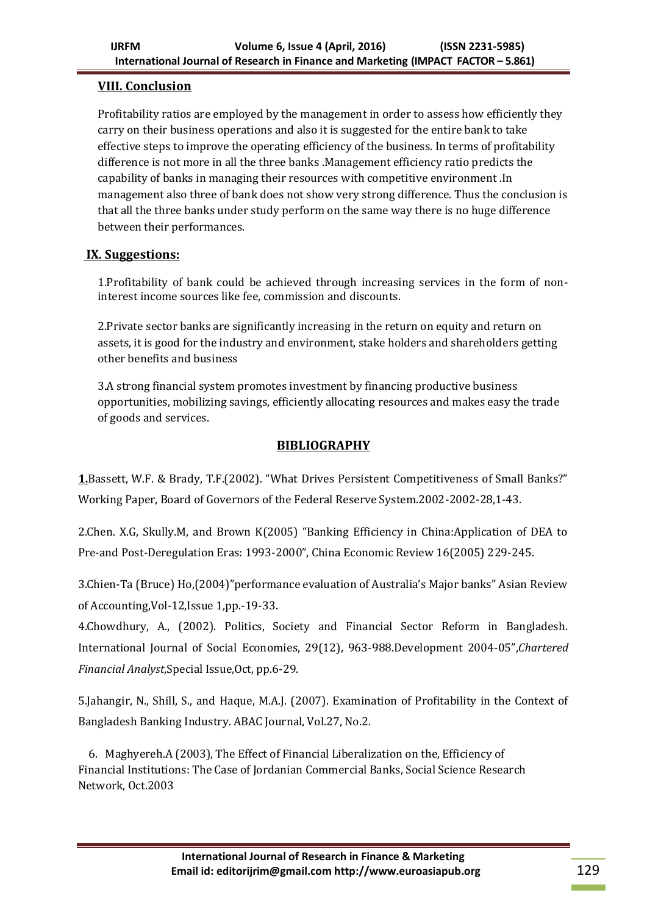## VIII. Conclusion

Profitability ratios are employed by the management in order to assess how efficiently they carry on their business operations and also it is suggested for the entire bank to take effective steps to improve the operating efficiency of the business. In terms of profitability difference is not more in all the three banks .Management efficiency ratio predicts the capability of banks in managing their resources with competitive environment .In management also three of bank does not show very strong difference. Thus the conclusion is that all the three banks under study perform on the same way there is no huge difference between their performances.

## IX. Suggestions:

1.Profitability of bank could be achieved through increasing services in the form of non-interest income sources like fee, commission and discounts.

2.Private sector banks are significantly increasing in the return on equity and return on assets, it is good for the industry and environment, stake holders and shareholders getting other benefits and business

3.A strong financial system promotes investment by financing productive business opportunities, mobilizing savings, efficiently allocating resources and makes easy the trade of goods and services.

## BIBLIOGRAPHY

**1.**Bassett, W.F. & Brady, T.F.(2002). "What Drives Persistent Competitiveness of Small Banks?" Working Paper, Board of Governors of the Federal Reserve System.2002-2002-28,1-43.

2.Chen. X.G, Skully.M, and Brown K(2005) "Banking Efficiency in China:Application of DEA to Pre-and Post-Deregulation Eras: 1993-2000", China Economic Review 16(2005) 229-245.

3.Chien-Ta (Bruce) Ho,(2004)"performance evaluation of Australia's Major banks" Asian Review of Accounting,Vol-12,Issue 1,pp.-19-33.

4.Chowdhury, A., (2002). Politics, Society and Financial Sector Reform in Bangladesh. International Journal of Social Economies, 29(12), 963-988.Development 2004-05",*Chartered Financial Analyst*,Special Issue,Oct, pp.6-29.

5.Jahangir, N., Shill, S., and Haque, M.A.J. (2007). Examination of Profitability in the Context of Bangladesh Banking Industry. ABAC Journal, Vol.27, No.2.

6. Maghyereh.A (2003), The Effect of Financial Liberalization on the, Efficiency of Financial Institutions: The Case of Jordanian Commercial Banks, Social Science Research Network, Oct.2003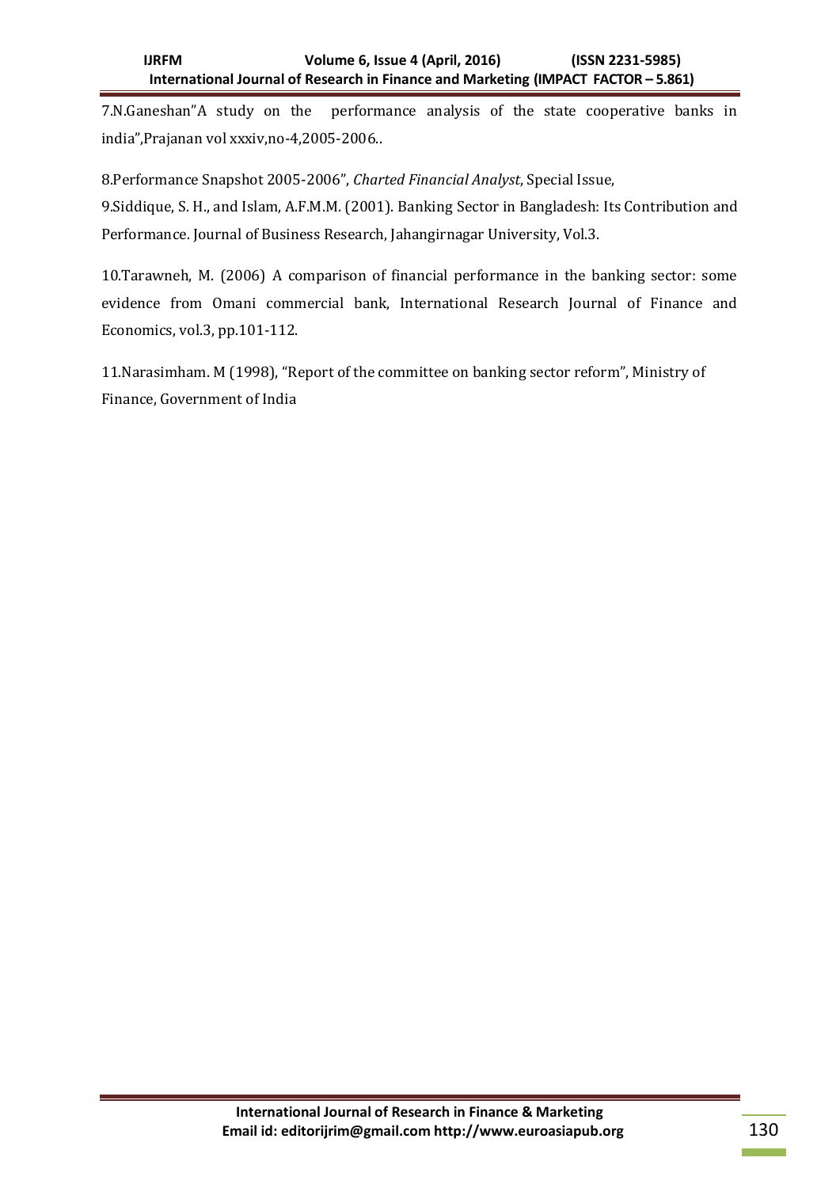7.N.Ganeshan"A study on the performance analysis of the state cooperative banks in india",Prajanan vol xxxiv,no-4,2005-2006..

8.Performance Snapshot 2005-2006", *Charted Financial Analyst*, Special Issue,

9.Siddique, S. H., and Islam, A.F.M.M. (2001). Banking Sector in Bangladesh: Its Contribution and Performance. Journal of Business Research, Jahangirnagar University, Vol.3.

10.Tarawneh, M. (2006) A comparison of financial performance in the banking sector: some evidence from Omani commercial bank, International Research Journal of Finance and Economics, vol.3, pp.101-112.

11.Narasimham. M (1998), "Report of the committee on banking sector reform", Ministry of Finance, Government of India